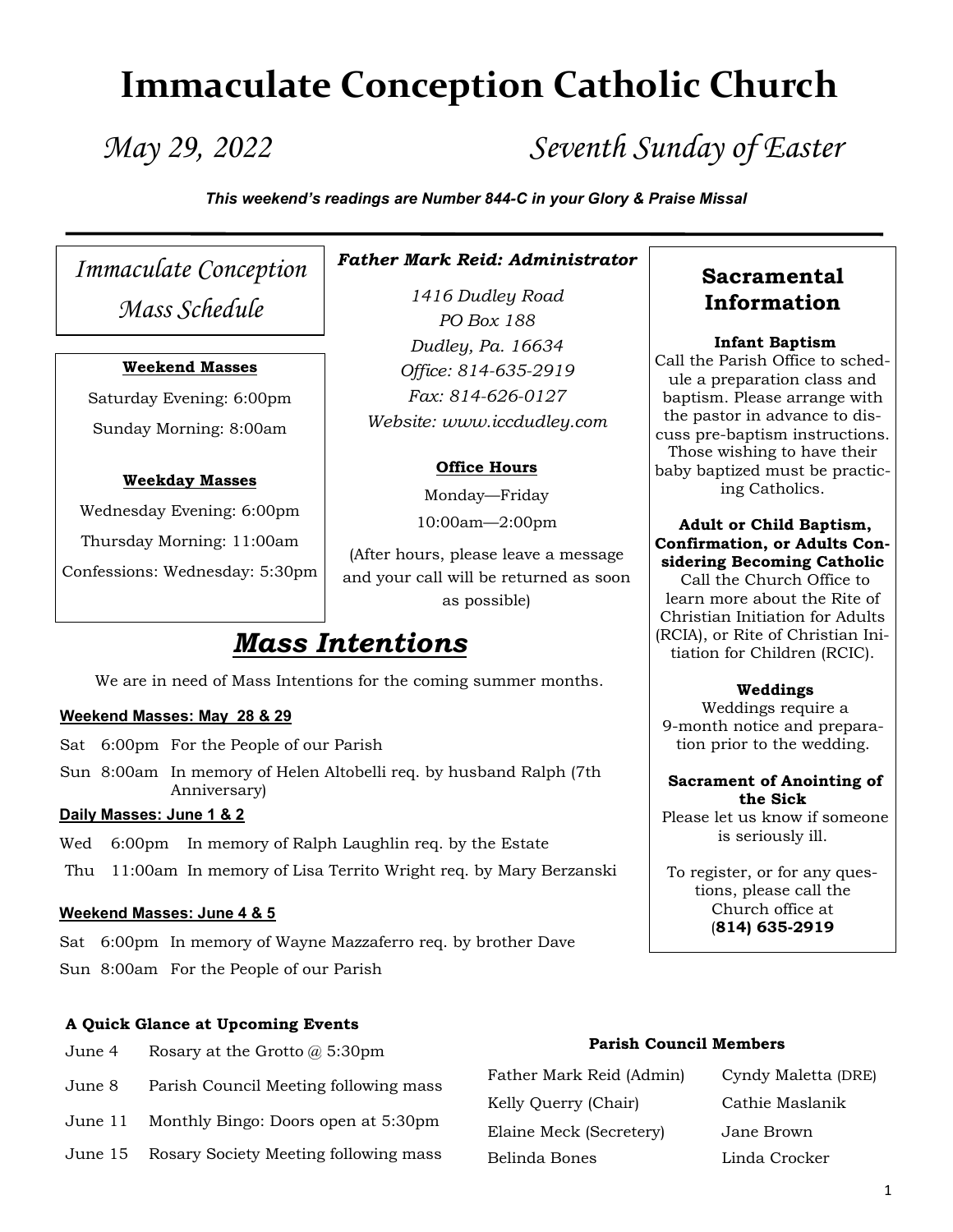# Immaculate Conception Catholic Church

*May 29, 2022* *Seventh Sunday of Easter*

***This weekend's readings are Number 844-C in your Glory & Praise Missal***

## *Immaculate Conception Mass Schedule*

**Weekend Masses**

Saturday Evening: 6:00pm

Sunday Morning: 8:00am

**Weekday Masses**

Wednesday Evening: 6:00pm

Thursday Morning: 11:00am

Confessions: Wednesday: 5:30pm

***Father Mark Reid: Administrator***

*1416 Dudley Road*
*PO Box 188*
*Dudley, Pa. 16634*
*Office: 814-635-2919*
*Fax: 814-626-0127*
*Website: www.iccdudley.com*

**Office Hours**

Monday—Friday

10:00am—2:00pm

(After hours, please leave a message and your call will be returned as soon as possible)

## Sacramental Information

**Infant Baptism**
Call the Parish Office to schedule a preparation class and baptism. Please arrange with the pastor in advance to discuss pre-baptism instructions. Those wishing to have their baby baptized must be practicing Catholics.

**Adult or Child Baptism, Confirmation, or Adults Considering Becoming Catholic**
Call the Church Office to learn more about the Rite of Christian Initiation for Adults (RCIA), or Rite of Christian Initiation for Children (RCIC).

**Weddings**
Weddings require a 9-month notice and preparation prior to the wedding.

**Sacrament of Anointing of the Sick**
Please let us know if someone is seriously ill.

To register, or for any questions, please call the Church office at (**814) 635-2919**

## *Mass Intentions*

We are in need of Mass Intentions for the coming summer months.

**Weekend Masses: May 28 & 29**

| | | |
|---|---|---|
| Sat | 6:00pm | For the People of our Parish |
| Sun | 8:00am | In memory of Helen Altobelli req. by husband Ralph (7th Anniversary) |

**Daily Masses: June 1 & 2**

| | | |
|---|---|---|
| Wed | 6:00pm | In memory of Ralph Laughlin req. by the Estate |
| Thu | 11:00am | In memory of Lisa Territo Wright req. by Mary Berzanski |

**Weekend Masses: June 4 & 5**

| | | |
|---|---|---|
| Sat | 6:00pm | In memory of Wayne Mazzaferro req. by brother Dave |
| Sun | 8:00am | For the People of our Parish |

**A Quick Glance at Upcoming Events**

| | |
|---|---|
| June 4 | Rosary at the Grotto @ 5:30pm |
| June 8 | Parish Council Meeting following mass |
| June 11 | Monthly Bingo: Doors open at 5:30pm |
| June 15 | Rosary Society Meeting following mass |

**Parish Council Members**

| | |
|---|---|
| Father Mark Reid (Admin) | Cyndy Maletta (DRE) |
| Kelly Querry (Chair) | Cathie Maslanik |
| Elaine Meck (Secretery) | Jane Brown |
| Belinda Bones | Linda Crocker |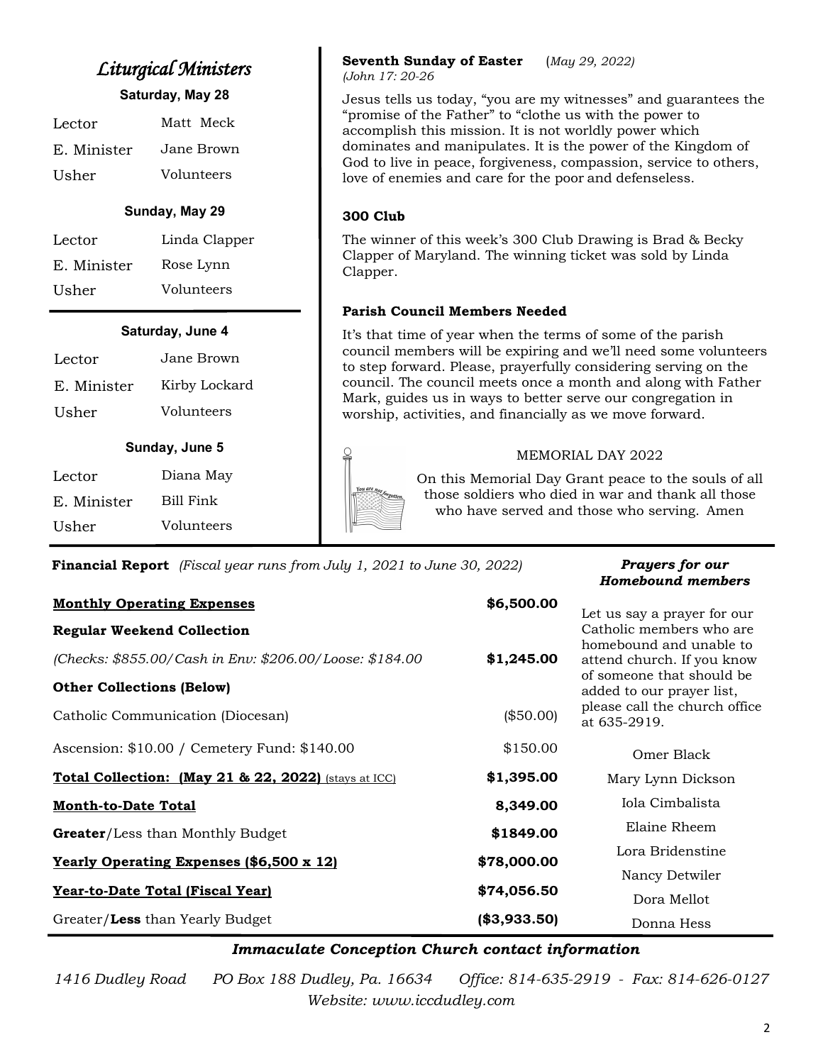## *Liturgical Ministers*

**Saturday, May 28**

| | |
|---|---|
| Lector | Matt Meck |
| E. Minister | Jane Brown |
| Usher | Volunteers |

**Sunday, May 29**

| | |
|---|---|
| Lector | Linda Clapper |
| E. Minister | Rose Lynn |
| Usher | Volunteers |

**Saturday, June 4**

| | |
|---|---|
| Lector | Jane Brown |
| E. Minister | Kirby Lockard |
| Usher | Volunteers |

**Sunday, June 5**

| | |
|---|---|
| Lector | Diana May |
| E. Minister | Bill Fink |
| Usher | Volunteers |

**Seventh Sunday of Easter** (*May 29, 2022*)
*(John 17: 20-26*

Jesus tells us today, "you are my witnesses" and guarantees the "promise of the Father" to "clothe us with the power to accomplish this mission. It is not worldly power which dominates and manipulates. It is the power of the Kingdom of God to live in peace, forgiveness, compassion, service to others, love of enemies and care for the poor and defenseless.

**300 Club**

The winner of this week's 300 Club Drawing is Brad & Becky Clapper of Maryland. The winning ticket was sold by Linda Clapper.

**Parish Council Members Needed**

It's that time of year when the terms of some of the parish council members will be expiring and we'll need some volunteers to step forward. Please, prayerfully considering serving on the council. The council meets once a month and along with Father Mark, guides us in ways to better serve our congregation in worship, activities, and financially as we move forward.

MEMORIAL DAY 2022

On this Memorial Day Grant peace to the souls of all those soldiers who died in war and thank all those who have served and those who serving. Amen

**Financial Report** *(Fiscal year runs from July 1, 2021 to June 30, 2022)*

| | |
|---|---|
| **Monthly Operating Expenses** | **$6,500.00** |
| **Regular Weekend Collection** | |
| *(Checks: $855.00/Cash in Env: $206.00/Loose: $184.00* | **$1,245.00** |
| **Other Collections (Below)** | |
| Catholic Communication (Diocesan) | ($50.00) |
| Ascension: $10.00 / Cemetery Fund: $140.00 | $150.00 |
| **Total Collection: (May 21 & 22, 2022)** (stays at ICC) | **$1,395.00** |
| **Month-to-Date Total** | **8,349.00** |
| **Greater**/Less than Monthly Budget | **$1849.00** |
| **Yearly Operating Expenses ($6,500 x 12)** | **$78,000.00** |
| **Year-to-Date Total (Fiscal Year)** | **$74,056.50** |
| Greater/**Less** than Yearly Budget | **($3,933.50)** |

***Prayers for our Homebound members***

Let us say a prayer for our Catholic members who are homebound and unable to attend church. If you know of someone that should be added to our prayer list, please call the church office at 635-2919.

Omer Black
Mary Lynn Dickson
Iola Cimbalista
Elaine Rheem
Lora Bridenstine
Nancy Detwiler
Dora Mellot
Donna Hess

***Immaculate Conception Church contact information***

*1416 Dudley Road PO Box 188 Dudley, Pa. 16634 Office: 814-635-2919 - Fax: 814-626-0127*
*Website: www.iccdudley.com*